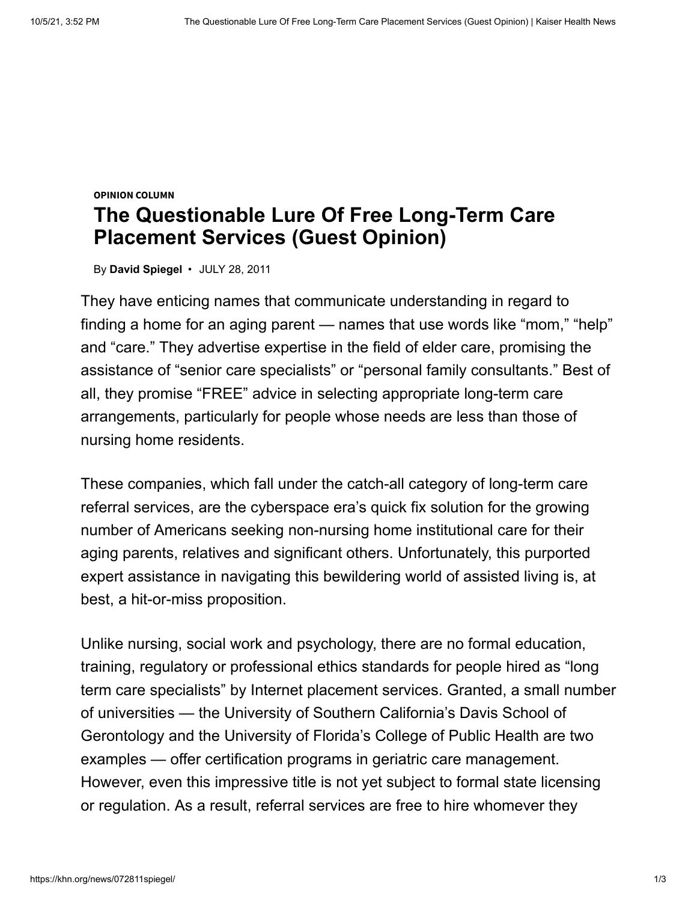OPINION COLUMN

# The Questionable Lure Of Free Long-Term Care Placement Services (Guest Opinion)

By **David Spiegel** • JULY 28, 2011

They have enticing names that communicate understanding in regard to finding a home for an aging parent — names that use words like "mom," "help" and "care." They advertise expertise in the field of elder care, promising the assistance of "senior care specialists" or "personal family consultants." Best of all, they promise "FREE" advice in selecting appropriate long-term care arrangements, particularly for people whose needs are less than those of nursing home residents.

These companies, which fall under the catch-all category of long-term care referral services, are the cyberspace era's quick fix solution for the growing number of Americans seeking non-nursing home institutional care for their aging parents, relatives and significant others. Unfortunately, this purported expert assistance in navigating this bewildering world of assisted living is, at best, a hit-or-miss proposition.

Unlike nursing, social work and psychology, there are no formal education, training, regulatory or professional ethics standards for people hired as "long term care specialists" by Internet placement services. Granted, a small number of universities — the University of Southern California's Davis School of Gerontology and the University of Florida's College of Public Health are two examples — offer certification programs in geriatric care management. However, even this impressive title is not yet subject to formal state licensing or regulation. As a result, referral services are free to hire whomever they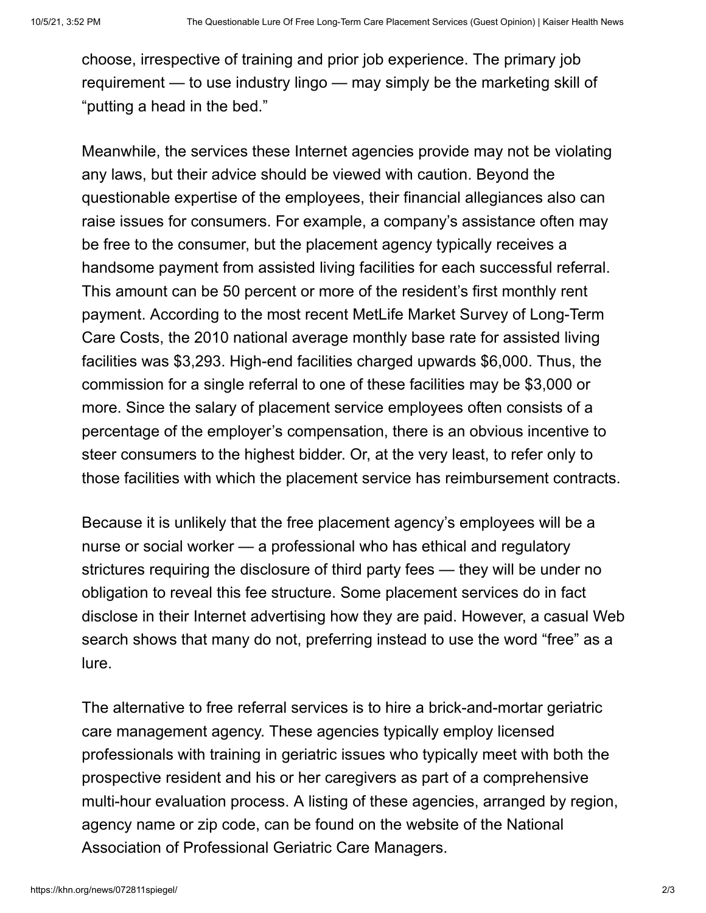choose, irrespective of training and prior job experience. The primary job requirement — to use industry lingo — may simply be the marketing skill of "putting a head in the bed."

Meanwhile, the services these Internet agencies provide may not be violating any laws, but their advice should be viewed with caution. Beyond the questionable expertise of the employees, their financial allegiances also can raise issues for consumers. For example, a company's assistance often may be free to the consumer, but the placement agency typically receives a handsome payment from assisted living facilities for each successful referral. This amount can be 50 percent or more of the resident's first monthly rent payment. According to the most recent MetLife Market Survey of Long-Term Care Costs, the 2010 national average monthly base rate for assisted living facilities was $3,293. High-end facilities charged upwards $6,000. Thus, the commission for a single referral to one of these facilities may be $3,000 or more. Since the salary of placement service employees often consists of a percentage of the employer's compensation, there is an obvious incentive to steer consumers to the highest bidder. Or, at the very least, to refer only to those facilities with which the placement service has reimbursement contracts.

Because it is unlikely that the free placement agency's employees will be a nurse or social worker — a professional who has ethical and regulatory strictures requiring the disclosure of third party fees — they will be under no obligation to reveal this fee structure. Some placement services do in fact disclose in their Internet advertising how they are paid. However, a casual Web search shows that many do not, preferring instead to use the word "free" as a lure.

The alternative to free referral services is to hire a brick-and-mortar geriatric care management agency. These agencies typically employ licensed professionals with training in geriatric issues who typically meet with both the prospective resident and his or her caregivers as part of a comprehensive multi-hour evaluation process. A listing of these agencies, arranged by region, agency name or zip code, can be found on the website of the National Association of Professional Geriatric Care Managers.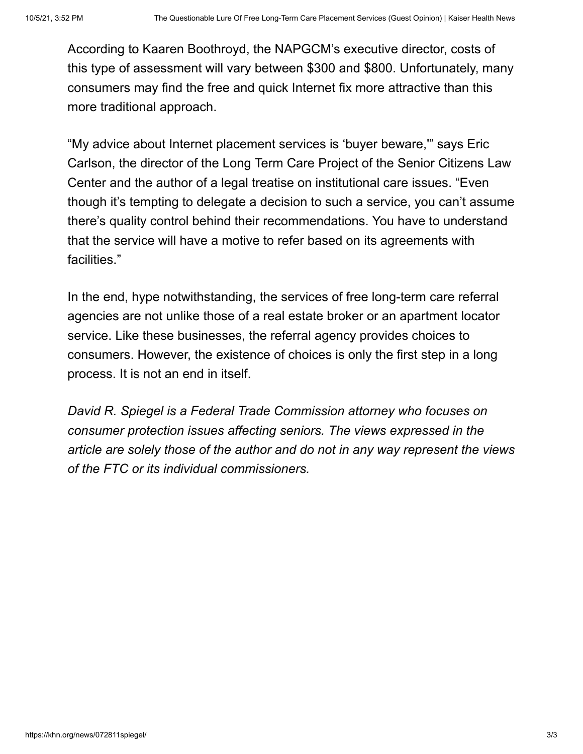According to Kaaren Boothroyd, the NAPGCM's executive director, costs of this type of assessment will vary between $300 and $800. Unfortunately, many consumers may find the free and quick Internet fix more attractive than this more traditional approach.

"My advice about Internet placement services is 'buyer beware,'" says Eric Carlson, the director of the Long Term Care Project of the Senior Citizens Law Center and the author of a legal treatise on institutional care issues. "Even though it's tempting to delegate a decision to such a service, you can't assume there's quality control behind their recommendations. You have to understand that the service will have a motive to refer based on its agreements with facilities."

In the end, hype notwithstanding, the services of free long-term care referral agencies are not unlike those of a real estate broker or an apartment locator service. Like these businesses, the referral agency provides choices to consumers. However, the existence of choices is only the first step in a long process. It is not an end in itself.

*David R. Spiegel is a Federal Trade Commission attorney who focuses on consumer protection issues affecting seniors. The views expressed in the article are solely those of the author and do not in any way represent the views of the FTC or its individual commissioners.*